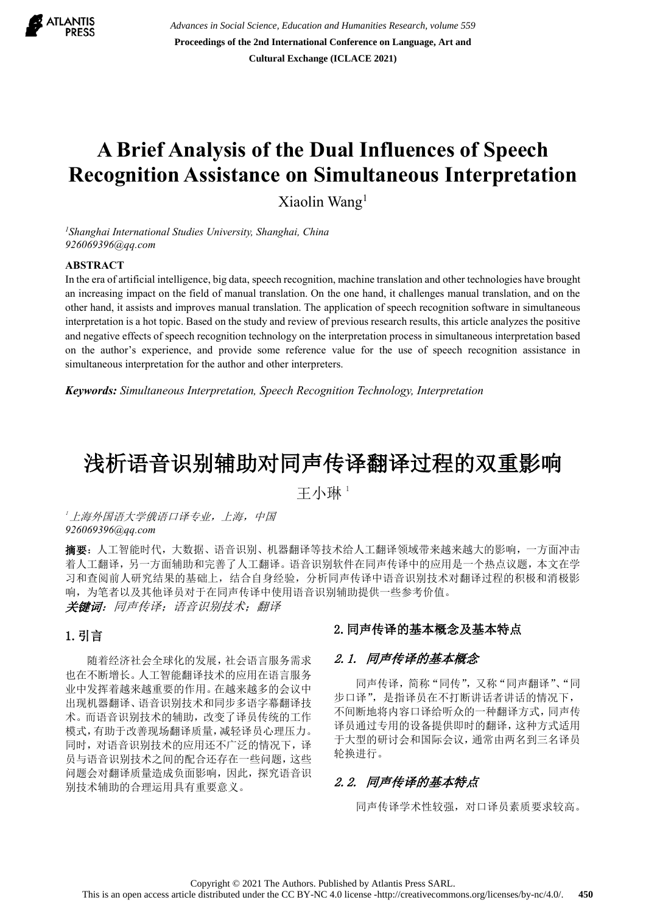# A Brief Analysis of the Dual Influences of Speech Recognition Assistance on Simultaneous Interpretation

Xiaolin Wang[1]

*[1]Shanghai International Studies University, Shanghai, China*
*926069396@qq.com*

**ABSTRACT**

In the era of artificial intelligence, big data, speech recognition, machine translation and other technologies have brought an increasing impact on the field of manual translation. On the one hand, it challenges manual translation, and on the other hand, it assists and improves manual translation. The application of speech recognition software in simultaneous interpretation is a hot topic. Based on the study and review of previous research results, this article analyzes the positive and negative effects of speech recognition technology on the interpretation process in simultaneous interpretation based on the author's experience, and provide some reference value for the use of speech recognition assistance in simultaneous interpretation for the author and other interpreters.

***Keywords:*** *Simultaneous Interpretation, Speech Recognition Technology, Interpretation*

# 浅析语音识别辅助对同声传译翻译过程的双重影响

王小琳[1]

*[1]上海外国语大学俄语口译专业，上海，中国*
*926069396@qq.com*

**摘要**：人工智能时代，大数据、语音识别、机器翻译等技术给人工翻译领域带来越来越大的影响，一方面冲击着人工翻译，另一方面辅助和完善了人工翻译。语音识别软件在同声传译中的应用是一个热点议题，本文在学习和查阅前人研究结果的基础上，结合自身经验，分析同声传译中语音识别技术对翻译过程的积极和消极影响，为笔者以及其他译员对于在同声传译中使用语音识别辅助提供一些参考价值。

***关键词：*** *同声传译；语音识别技术；翻译*

## 1. 引言

随着经济社会全球化的发展，社会语言服务需求也在不断增长。人工智能翻译技术的应用在语言服务业中发挥着越来越重要的作用。在越来越多的会议中出现机器翻译、语音识别技术和同步多语字幕翻译技术。而语音识别技术的辅助，改变了译员传统的工作模式，有助于改善现场翻译质量，减轻译员心理压力。同时，对语音识别技术的应用还不广泛的情况下，译员与语音识别技术之间的配合还存在一些问题，这些问题会对翻译质量造成负面影响，因此，探究语音识别技术辅助的合理运用具有重要意义。

## 2. 同声传译的基本概念及基本特点

### *2.1. 同声传译的基本概念*

同声传译，简称“同传”，又称“同声翻译”、“同步口译”，是指译员在不打断讲话者讲话的情况下，不间断地将内容口译给听众的一种翻译方式，同声传译员通过专用的设备提供即时的翻译，这种方式适用于大型的研讨会和国际会议，通常由两名到三名译员轮换进行。

### *2.2. 同声传译的基本特点*

同声传译学术性较强，对口译员素质要求较高。

Copyright © 2021 The Authors. Published by Atlantis Press SARL.
This is an open access article distributed under the CC BY-NC 4.0 license -http://creativecommons.org/licenses/by-nc/4.0/.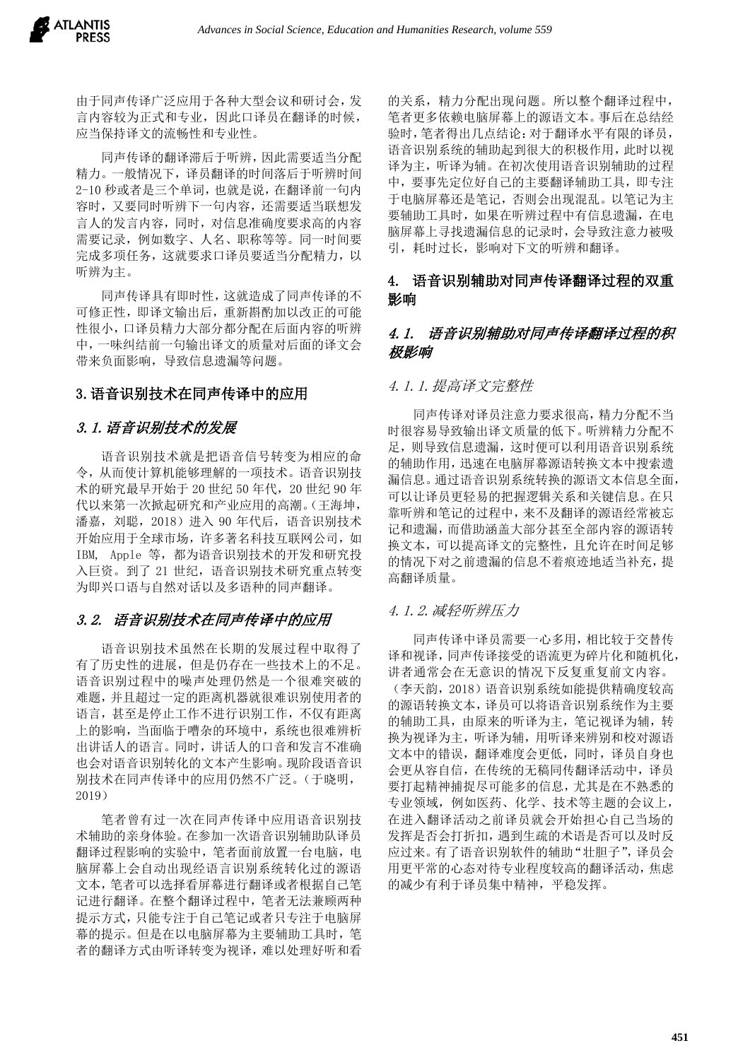由于同声传译广泛应用于各种大型会议和研讨会，发言内容较为正式和专业，因此口译员在翻译的时候，应当保持译文的流畅性和专业性。

同声传译的翻译滞后于听辨，因此需要适当分配精力。一般情况下，译员翻译的时间落后于听辨时间 2-10 秒或者是三个单词，也就是说，在翻译前一句内容时，又要同时听辨下一句内容，还需要适当联想发言人的发言内容，同时，对信息准确度要求高的内容需要记录，例如数字、人名、职称等等。同一时间要完成多项任务，这就要求口译员要适当分配精力，以听辨为主。

同声传译具有即时性，这就造成了同声传译的不可修正性，即译文输出后，重新斟酌加以改正的可能性很小，口译员精力大部分都分配在后面内容的听辨中，一味纠结前一句输出译文的质量对后面的译文会带来负面影响，导致信息遗漏等问题。

## 3.语音识别技术在同声传译中的应用

### *3.1.语音识别技术的发展*

语音识别技术就是把语音信号转变为相应的命令，从而使计算机能够理解的一项技术。语音识别技术的研究最早开始于 20 世纪 50 年代，20 世纪 90 年代以来第一次掀起研究和产业应用的高潮。(王海坤，潘嘉，刘聪，2018) 进入 90 年代后，语音识别技术开始应用于全球市场，许多著名科技互联网公司，如 IBM, Apple 等，都为语音识别技术的开发和研究投入巨资。到了 21 世纪，语音识别技术研究重点转变为即兴口语与自然对话以及多语种的同声翻译。

### *3.2. 语音识别技术在同声传译中的应用*

语音识别技术虽然在长期的发展过程中取得了有了历史性的进展，但是仍存在一些技术上的不足。语音识别过程中的噪声处理仍然是一个很难突破的难题，并且超过一定的距离机器就很难识别使用者的语言，甚至是停止工作不进行识别工作，不仅有距离上的影响，当面临于嘈杂的环境中，系统也很难辨析出讲话人的语言。同时，讲话人的口音和发言不准确也会对语音识别转化的文本产生影响。现阶段语音识别技术在同声传译中的应用仍然不广泛。(于晓明，2019)

笔者曾有过一次在同声传译中应用语音识别技术辅助的亲身体验。在参加一次语音识别辅助队译员翻译过程影响的实验中，笔者面前放置一台电脑，电脑屏幕上会自动出现经语言识别系统转化过的源语文本，笔者可以选择看屏幕进行翻译或者根据自己笔记进行翻译。在整个翻译过程中，笔者无法兼顾两种提示方式，只能专注于自己笔记或者只专注于电脑屏幕的提示。但是在以电脑屏幕为主要辅助工具时，笔者的翻译方式由听译转变为视译，难以处理好听和看的关系，精力分配出现问题。所以整个翻译过程中，笔者更多依赖电脑屏幕上的源语文本。事后在总结经验时，笔者得出几点结论：对于翻译水平有限的译员，语音识别系统的辅助起到很大的积极作用，此时以视译为主，听译为辅。在初次使用语音识别辅助的过程中，要事先定位好自己的主要翻译辅助工具，即专注于电脑屏幕还是笔记，否则会出现混乱。以笔记为主要辅助工具时，如果在听辨过程中有信息遗漏，在电脑屏幕上寻找遗漏信息的记录时，会导致注意力被吸引，耗时过长，影响对下文的听辨和翻译。

## 4. 语音识别辅助对同声传译翻译过程的双重影响

### *4.1. 语音识别辅助对同声传译翻译过程的积极影响*

#### *4.1.1.提高译文完整性*

同声传译对译员注意力要求很高，精力分配不当时很容易导致输出译文质量的低下。听辨精力分配不足，则导致信息遗漏，这时便可以利用语音识别系统的辅助作用，迅速在电脑屏幕源语转换文本中搜索遗漏信息。通过语音识别系统转换的源语文本信息全面，可以让译员更轻易的把握逻辑关系和关键信息。在只靠听辨和笔记的过程中，来不及翻译的源语经常被忘记和遗漏，而借助涵盖大部分甚至全部内容的源语转换文本，可以提高译文的完整性，且允许在时间足够的情况下对之前遗漏的信息不着痕迹地适当补充，提高翻译质量。

#### *4.1.2.减轻听辨压力*

同声传译中译员需要一心多用，相比较于交替传译和视译，同声传译接受的语流更为碎片化和随机化，讲者通常会在无意识的情况下反复重复前文内容。(李天韵，2018) 语音识别系统如能提供精确度较高的源语转换文本，译员可以将语音识别系统作为主要的辅助工具，由原来的听译为主，笔记视译为辅，转换为视译为主，听译为辅，用听译来辨别和校对源语文本中的错误，翻译难度会更低，同时，译员自身也会更从容自信，在传统的无稿同传翻译活动中，译员要打起精神捕捉尽可能多的信息，尤其是在不熟悉的专业领域，例如医药、化学、技术等主题的会议上，在进入翻译活动之前译员就会开始担心自己当场的发挥是否会打折扣，遇到生疏的术语是否可以及时反应过来。有了语音识别软件的辅助"壮胆子"，译员会用更平常的心态对待专业程度较高的翻译活动，焦虑的减少有利于译员集中精神，平稳发挥。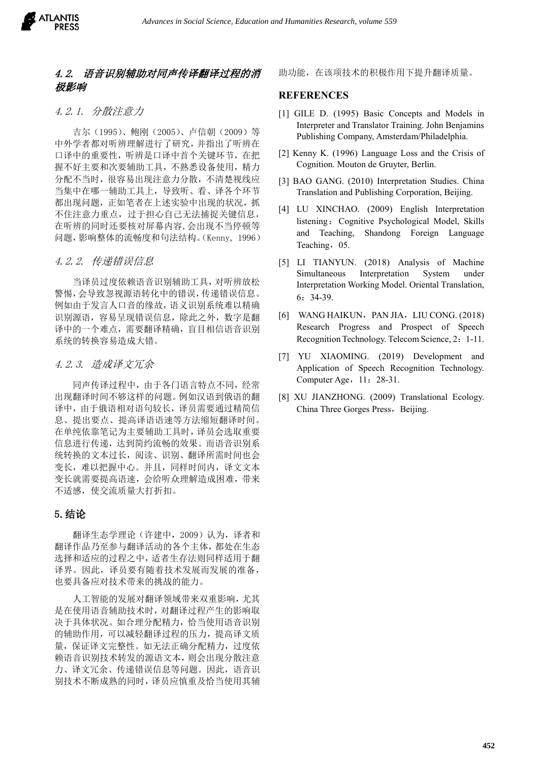### *4.2. 语音识别辅助对同声传译翻译过程的消极影响*

#### *4.2.1. 分散注意力*

吉尔（1995）、鲍刚（2005）、卢信朝（2009）等中外学者都对听辨理解进行了研究，并指出了听辨在口译中的重要性，听辨是口译中首个关键环节，在把握不好主要和次要辅助工具，不熟悉设备使用，精力分配不当时，很容易出现注意力分散，不清楚视线应当集中在哪一辅助工具上，导致听、看、译各个环节都出现问题，正如笔者在上述实验中出现的状况，抓不住注意力重点，过于担心自己无法捕捉关键信息，在听辨的同时还要核对屏幕内容,会出现不当停顿等问题，影响整体的流畅度和句法结构。(Kenny, 1996)

#### *4.2.2. 传递错误信息*

当译员过度依赖语音识别辅助工具，对听辨放松警惕，会导致忽视源语转化中的错误，传递错误信息。例如由于发言人口音的缘故，语义识别系统难以精确识别源语，容易呈现错误信息，除此之外，数字是翻译中的一个难点，需要翻译精确，盲目相信语音识别系统的转换容易造成大错。

#### *4.2.3. 造成译文冗余*

同声传译过程中，由于各门语言特点不同，经常出现翻译时间不够这样的问题。例如汉语到俄语的翻译中，由于俄语相对语句较长，译员需要通过精简信息、提出要点、提高译语语速等方法缩短翻译时间。在单纯依靠笔记为主要辅助工具时，译员会选取重要信息进行传递，达到简约流畅的效果。而语音识别系统转换的文本过长，阅读、识别、翻译所需时间也会变长，难以把握中心。并且，同样时间内，译文文本变长就需要提高语速，会给听众理解造成困难，带来不适感，使交流质量大打折扣。

## 5. 结论

翻译生态学理论（许建中，2009）认为，译者和翻译作品乃至参与翻译活动的各个主体，都处在生态选择和适应的过程之中，适者生存法则同样适用于翻译界。因此，译员要有随着技术发展而发展的准备，也要具备应对技术带来的挑战的能力。

人工智能的发展对翻译领域带来双重影响，尤其是在使用语音辅助技术时，对翻译过程产生的影响取决于具体状况。如合理分配精力，恰当使用语音识别的辅助作用，可以减轻翻译过程的压力，提高译文质量，保证译文完整性。如无法正确分配精力，过度依赖语音识别技术转发的源语文本，则会出现分散注意力、译文冗余、传递错误信息等问题。因此，语音识别技术不断成熟的同时，译员应慎重及恰当使用其辅助功能，在该项技术的积极作用下提升翻译质量。

## REFERENCES

[1] GILE D. (1995) Basic Concepts and Models in Interpreter and Translator Training. John Benjamins Publishing Company, Amsterdam/Philadelphia.

[2] Kenny K. (1996) Language Loss and the Crisis of Cognition. Mouton de Gruyter, Berlin.

[3] BAO GANG. (2010) Interpretation Studies. China Translation and Publishing Corporation, Beijing.

[4] LU XINCHAO. (2009) English Interpretation listening：Cognitive Psychological Model, Skills and Teaching, Shandong Foreign Language Teaching，05.

[5] LI TIANYUN. (2018) Analysis of Machine Simultaneous Interpretation System under Interpretation Working Model. Oriental Translation, 6：34-39.

[6] WANG HAIKUN，PAN JIA，LIU CONG. (2018) Research Progress and Prospect of Speech Recognition Technology. Telecom Science, 2：1-11.

[7] YU XIAOMING. (2019) Development and Application of Speech Recognition Technology. Computer Age，11：28-31.

[8] XU JIANZHONG. (2009) Translational Ecology. China Three Gorges Press，Beijing.